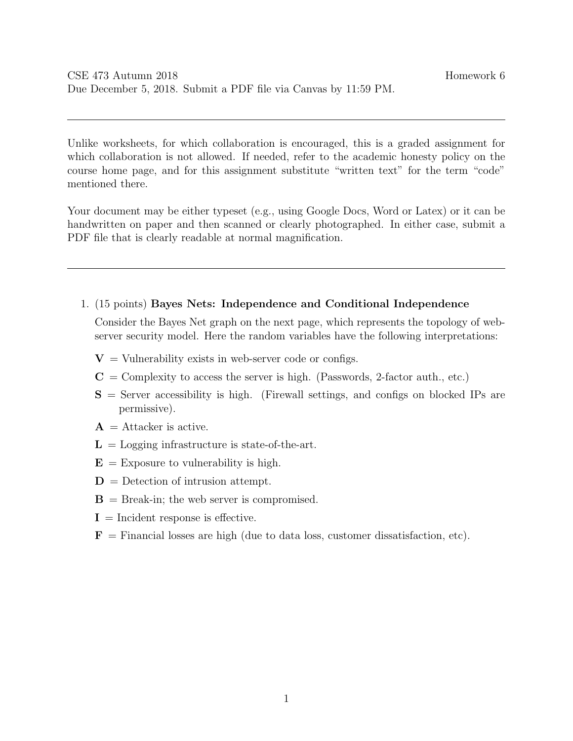CSE 473 Autumn 2018 Homework 6

Due December 5, 2018. Submit a PDF file via Canvas by 11:59 PM.

---

Unlike worksheets, for which collaboration is encouraged, this is a graded assignment for which collaboration is not allowed. If needed, refer to the academic honesty policy on the course home page, and for this assignment substitute "written text" for the term "code" mentioned there.

Your document may be either typeset (e.g., using Google Docs, Word or Latex) or it can be handwritten on paper and then scanned or clearly photographed. In either case, submit a PDF file that is clearly readable at normal magnification.

---

1. (15 points) **Bayes Nets: Independence and Conditional Independence**

   Consider the Bayes Net graph on the next page, which represents the topology of web-server security model. Here the random variables have the following interpretations:

   **V** = Vulnerability exists in web-server code or configs.

   **C** = Complexity to access the server is high. (Passwords, 2-factor auth., etc.)

   **S** = Server accessibility is high. (Firewall settings, and configs on blocked IPs are permissive).

   **A** = Attacker is active.

   **L** = Logging infrastructure is state-of-the-art.

   **E** = Exposure to vulnerability is high.

   **D** = Detection of intrusion attempt.

   **B** = Break-in; the web server is compromised.

   **I** = Incident response is effective.

   **F** = Financial losses are high (due to data loss, customer dissatisfaction, etc).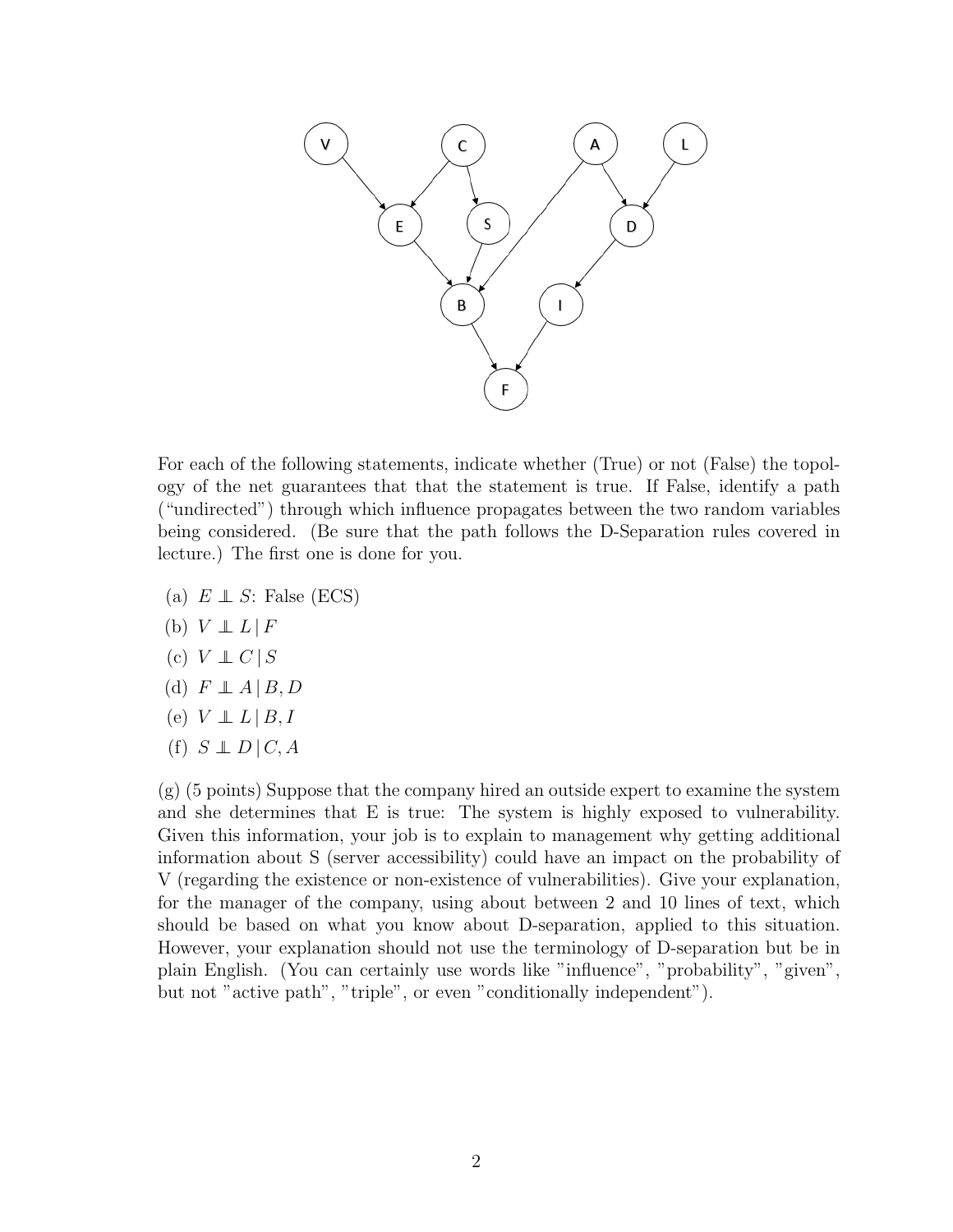For each of the following statements, indicate whether (True) or not (False) the topology of the net guarantees that that the statement is true. If False, identify a path ("undirected") through which influence propagates between the two random variables being considered. (Be sure that the path follows the D-Separation rules covered in lecture.) The first one is done for you.

(a) $E \perp\!\!\!\perp S$: False (ECS)

(b) $V \perp\!\!\!\perp L \mid F$

(c) $V \perp\!\!\!\perp C \mid S$

(d) $F \perp\!\!\!\perp A \mid B, D$

(e) $V \perp\!\!\!\perp L \mid B, I$

(f) $S \perp\!\!\!\perp D \mid C, A$

(g) (5 points) Suppose that the company hired an outside expert to examine the system and she determines that E is true: The system is highly exposed to vulnerability. Given this information, your job is to explain to management why getting additional information about S (server accessibility) could have an impact on the probability of V (regarding the existence or non-existence of vulnerabilities). Give your explanation, for the manager of the company, using about between 2 and 10 lines of text, which should be based on what you know about D-separation, applied to this situation. However, your explanation should not use the terminology of D-separation but be in plain English. (You can certainly use words like "influence", "probability", "given", but not "active path", "triple", or even "conditionally independent").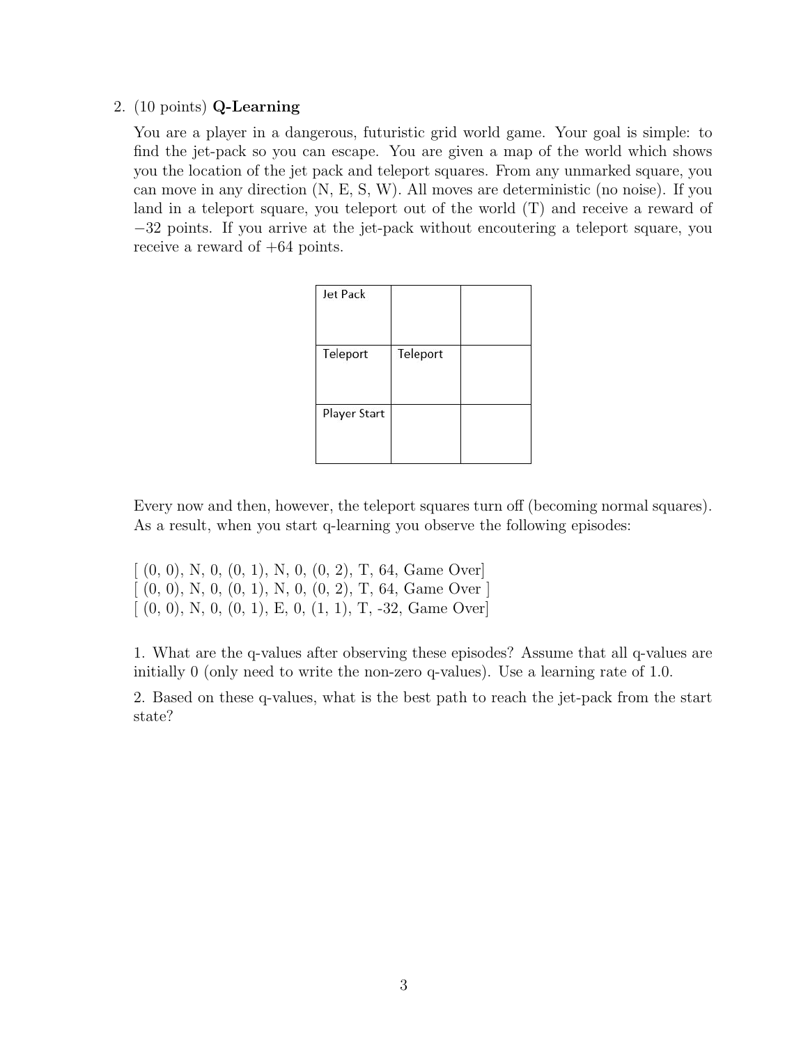2. (10 points) **Q-Learning**

You are a player in a dangerous, futuristic grid world game. Your goal is simple: to find the jet-pack so you can escape. You are given a map of the world which shows you the location of the jet pack and teleport squares. From any unmarked square, you can move in any direction (N, E, S, W). All moves are deterministic (no noise). If you land in a teleport square, you teleport out of the world (T) and receive a reward of $-32$ points. If you arrive at the jet-pack without encoutering a teleport square, you receive a reward of $+64$ points.

| | | |
|---|---|---|
| Jet Pack | | |
| Teleport | Teleport | |
| Player Start | | |

Every now and then, however, the teleport squares turn off (becoming normal squares). As a result, when you start q-learning you observe the following episodes:

[ (0, 0), N, 0, (0, 1), N, 0, (0, 2), T, 64, Game Over]
[ (0, 0), N, 0, (0, 1), N, 0, (0, 2), T, 64, Game Over ]
[ (0, 0), N, 0, (0, 1), E, 0, (1, 1), T, -32, Game Over]

1. What are the q-values after observing these episodes? Assume that all q-values are initially 0 (only need to write the non-zero q-values). Use a learning rate of 1.0.

2. Based on these q-values, what is the best path to reach the jet-pack from the start state?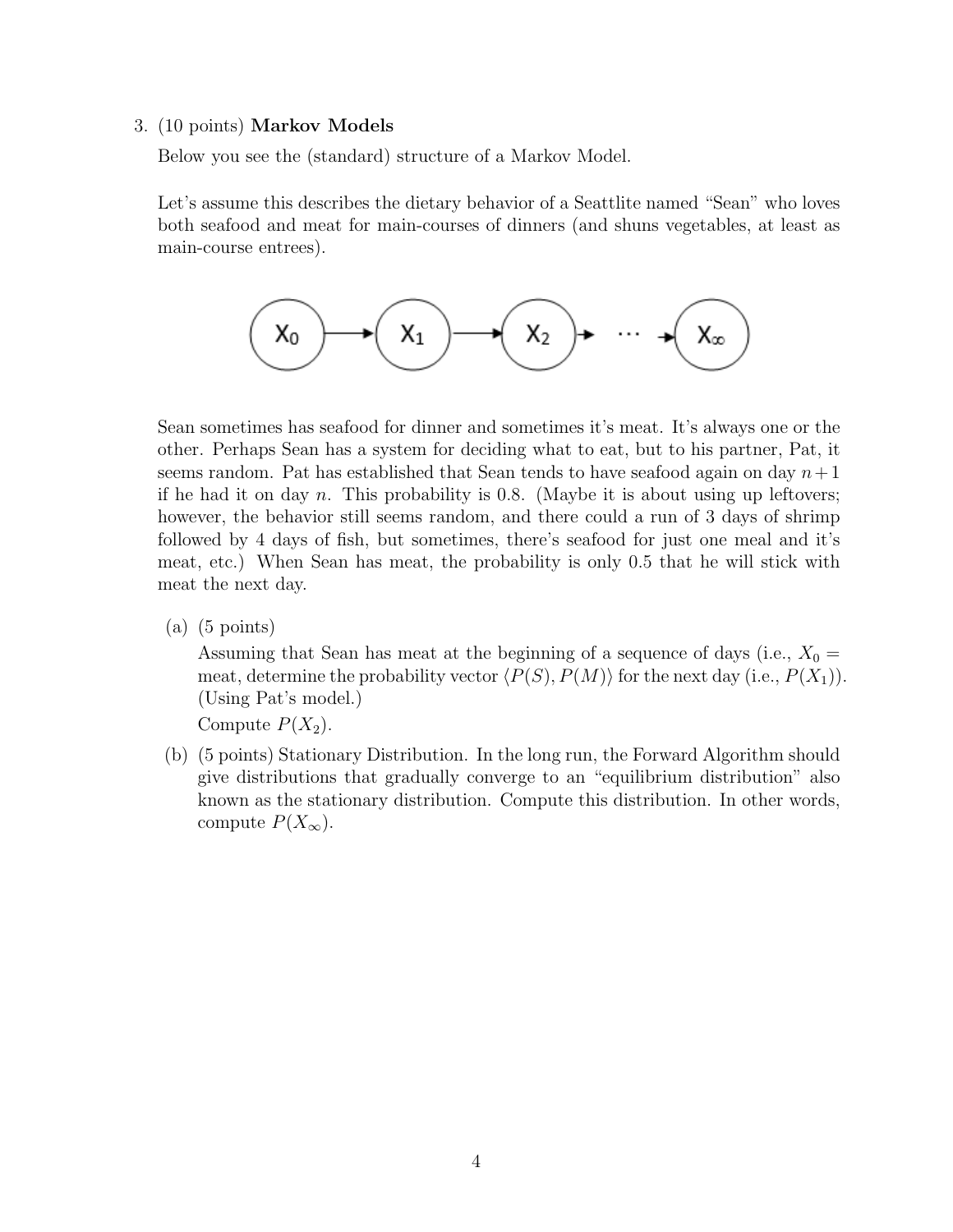3. (10 points) **Markov Models**

   Below you see the (standard) structure of a Markov Model.

   Let's assume this describes the dietary behavior of a Seattlite named "Sean" who loves both seafood and meat for main-courses of dinners (and shuns vegetables, at least as main-course entrees).

   $X_0$ → $X_1$ → $X_2$ → ··· → $X_\infty$

   Sean sometimes has seafood for dinner and sometimes it's meat. It's always one or the other. Perhaps Sean has a system for deciding what to eat, but to his partner, Pat, it seems random. Pat has established that Sean tends to have seafood again on day $n+1$ if he had it on day $n$. This probability is 0.8. (Maybe it is about using up leftovers; however, the behavior still seems random, and there could a run of 3 days of shrimp followed by 4 days of fish, but sometimes, there's seafood for just one meal and it's meat, etc.) When Sean has meat, the probability is only 0.5 that he will stick with meat the next day.

   (a) (5 points)
   Assuming that Sean has meat at the beginning of a sequence of days (i.e., $X_0 =$ meat, determine the probability vector $\langle P(S), P(M)\rangle$ for the next day (i.e., $P(X_1)$). (Using Pat's model.)
   Compute $P(X_2)$.

   (b) (5 points) Stationary Distribution. In the long run, the Forward Algorithm should give distributions that gradually converge to an "equilibrium distribution" also known as the stationary distribution. Compute this distribution. In other words, compute $P(X_\infty)$.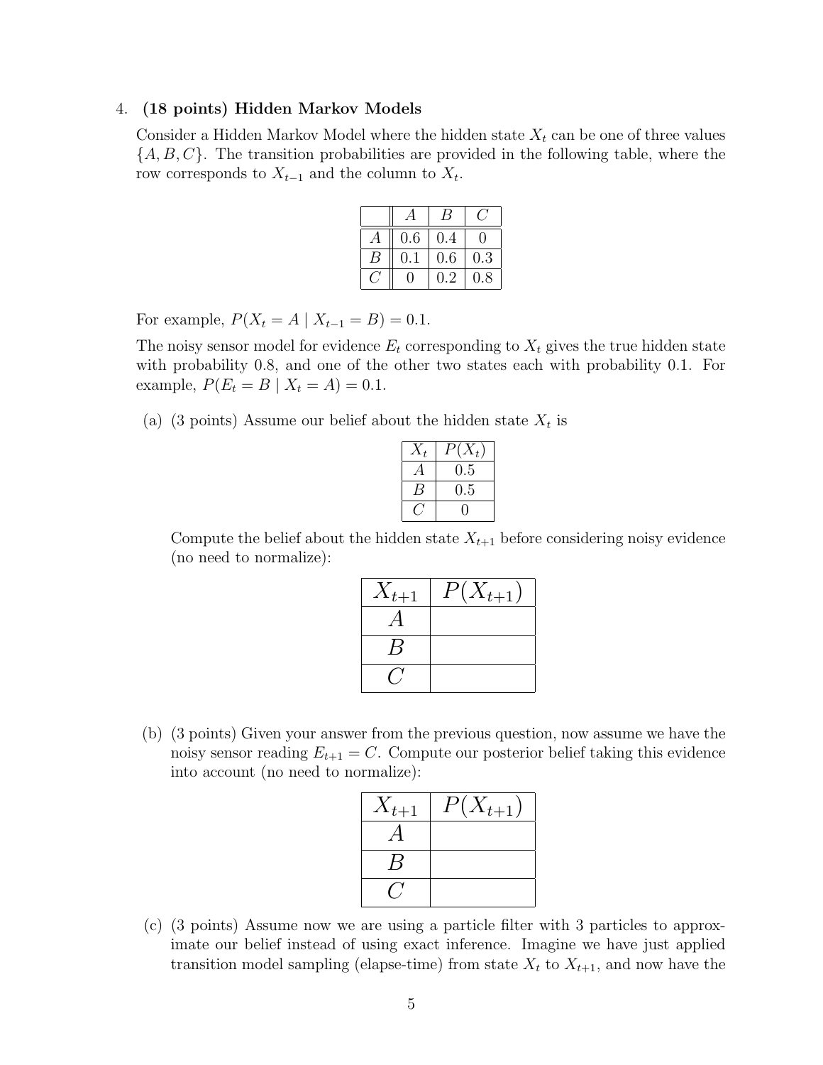4. **(18 points) Hidden Markov Models**

Consider a Hidden Markov Model where the hidden state $X_t$ can be one of three values $\{A, B, C\}$. The transition probabilities are provided in the following table, where the row corresponds to $X_{t-1}$ and the column to $X_t$.

| | $A$ | $B$ | $C$ |
|---|---|---|---|
| $A$ | 0.6 | 0.4 | 0 |
| $B$ | 0.1 | 0.6 | 0.3 |
| $C$ | 0 | 0.2 | 0.8 |

For example, $P(X_t = A \mid X_{t-1} = B) = 0.1$.

The noisy sensor model for evidence $E_t$ corresponding to $X_t$ gives the true hidden state with probability 0.8, and one of the other two states each with probability 0.1. For example, $P(E_t = B \mid X_t = A) = 0.1$.

(a) (3 points) Assume our belief about the hidden state $X_t$ is

| $X_t$ | $P(X_t)$ |
|---|---|
| $A$ | 0.5 |
| $B$ | 0.5 |
| $C$ | 0 |

Compute the belief about the hidden state $X_{t+1}$ before considering noisy evidence (no need to normalize):

| $X_{t+1}$ | $P(X_{t+1})$ |
|---|---|
| $A$ | |
| $B$ | |
| $C$ | |

(b) (3 points) Given your answer from the previous question, now assume we have the noisy sensor reading $E_{t+1} = C$. Compute our posterior belief taking this evidence into account (no need to normalize):

| $X_{t+1}$ | $P(X_{t+1})$ |
|---|---|
| $A$ | |
| $B$ | |
| $C$ | |

(c) (3 points) Assume now we are using a particle filter with 3 particles to approximate our belief instead of using exact inference. Imagine we have just applied transition model sampling (elapse-time) from state $X_t$ to $X_{t+1}$, and now have the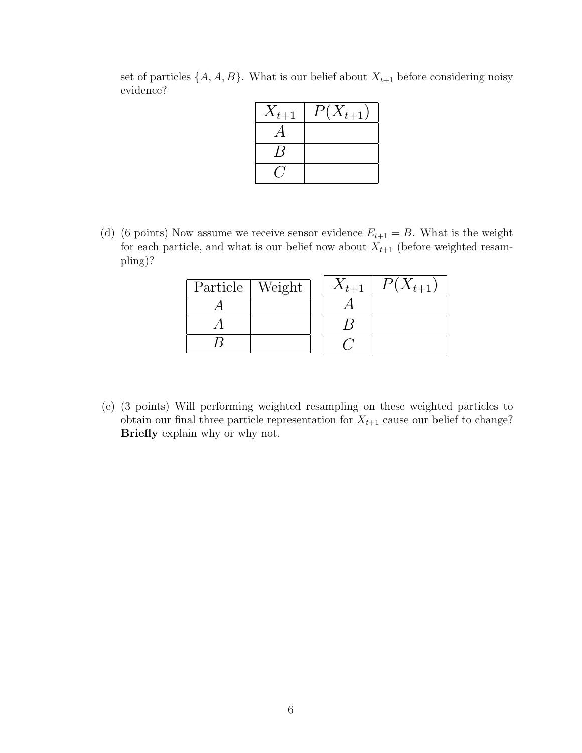set of particles $\{A, A, B\}$. What is our belief about $X_{t+1}$ before considering noisy evidence?

| $X_{t+1}$ | $P(X_{t+1})$ |
|---|---|
| $A$ | |
| $B$ | |
| $C$ | |

(d) (6 points) Now assume we receive sensor evidence $E_{t+1} = B$. What is the weight for each particle, and what is our belief now about $X_{t+1}$ (before weighted resampling)?

| Particle | Weight |
|---|---|
| $A$ | |
| $A$ | |
| $B$ | |

| $X_{t+1}$ | $P(X_{t+1})$ |
|---|---|
| $A$ | |
| $B$ | |
| $C$ | |

(e) (3 points) Will performing weighted resampling on these weighted particles to obtain our final three particle representation for $X_{t+1}$ cause our belief to change? **Briefly** explain why or why not.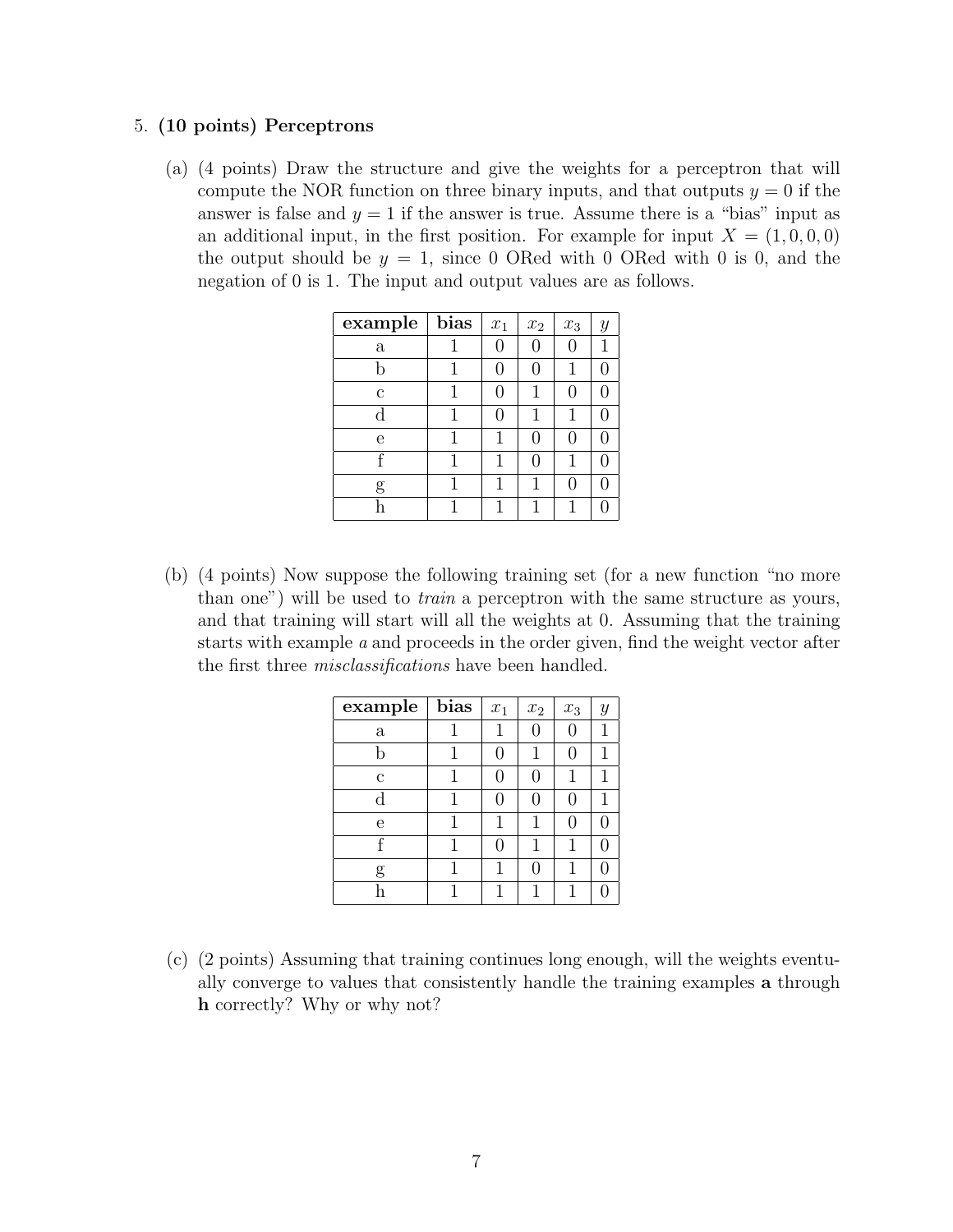5. **(10 points) Perceptrons**

(a) (4 points) Draw the structure and give the weights for a perceptron that will compute the NOR function on three binary inputs, and that outputs $y = 0$ if the answer is false and $y = 1$ if the answer is true. Assume there is a "bias" input as an additional input, in the first position. For example for input $X = (1, 0, 0, 0)$ the output should be $y = 1$, since 0 ORed with 0 ORed with 0 is 0, and the negation of 0 is 1. The input and output values are as follows.

| **example** | **bias** | $x_1$ | $x_2$ | $x_3$ | $y$ |
|---|---|---|---|---|---|
| a | 1 | 0 | 0 | 0 | 1 |
| b | 1 | 0 | 0 | 1 | 0 |
| c | 1 | 0 | 1 | 0 | 0 |
| d | 1 | 0 | 1 | 1 | 0 |
| e | 1 | 1 | 0 | 0 | 0 |
| f | 1 | 1 | 0 | 1 | 0 |
| g | 1 | 1 | 1 | 0 | 0 |
| h | 1 | 1 | 1 | 1 | 0 |

(b) (4 points) Now suppose the following training set (for a new function "no more than one") will be used to *train* a perceptron with the same structure as yours, and that training will start will all the weights at 0. Assuming that the training starts with example *a* and proceeds in the order given, find the weight vector after the first three *misclassifications* have been handled.

| **example** | **bias** | $x_1$ | $x_2$ | $x_3$ | $y$ |
|---|---|---|---|---|---|
| a | 1 | 1 | 0 | 0 | 1 |
| b | 1 | 0 | 1 | 0 | 1 |
| c | 1 | 0 | 0 | 1 | 1 |
| d | 1 | 0 | 0 | 0 | 1 |
| e | 1 | 1 | 1 | 0 | 0 |
| f | 1 | 0 | 1 | 1 | 0 |
| g | 1 | 1 | 0 | 1 | 0 |
| h | 1 | 1 | 1 | 1 | 0 |

(c) (2 points) Assuming that training continues long enough, will the weights eventually converge to values that consistently handle the training examples **a** through **h** correctly? Why or why not?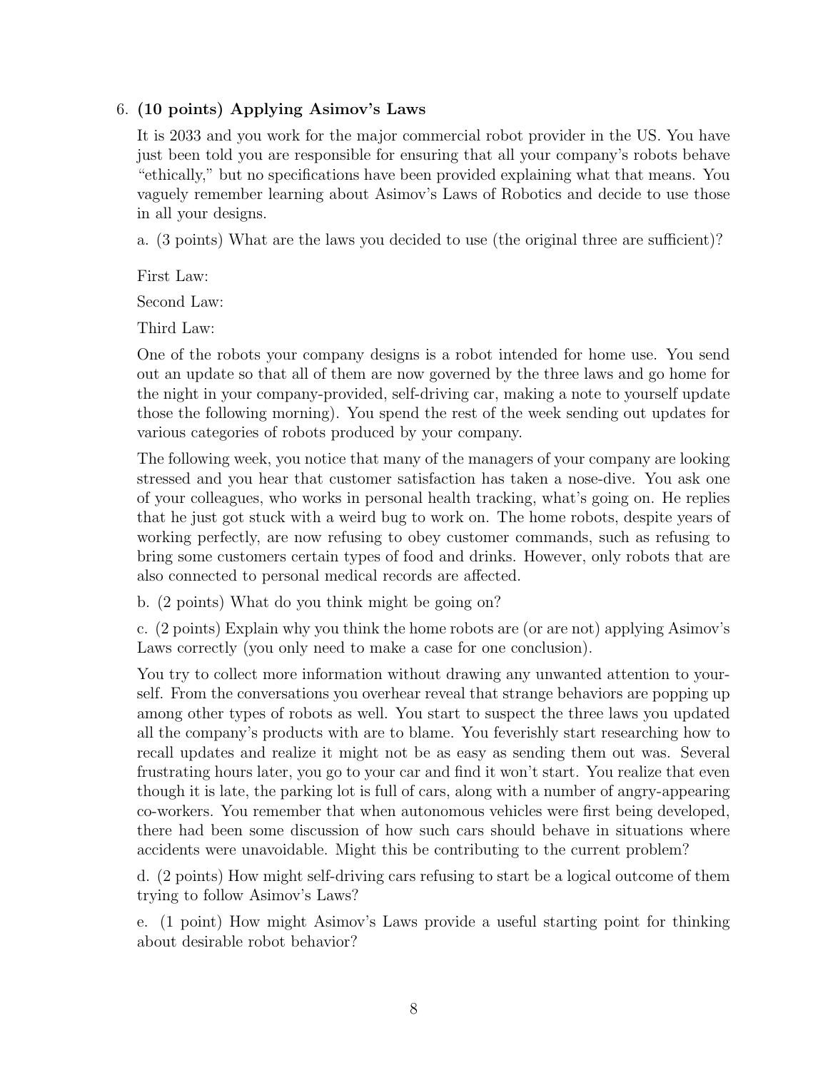6. **(10 points) Applying Asimov's Laws**

   It is 2033 and you work for the major commercial robot provider in the US. You have just been told you are responsible for ensuring that all your company's robots behave "ethically," but no specifications have been provided explaining what that means. You vaguely remember learning about Asimov's Laws of Robotics and decide to use those in all your designs.

   a. (3 points) What are the laws you decided to use (the original three are sufficient)?

   First Law:

   Second Law:

   Third Law:

   One of the robots your company designs is a robot intended for home use. You send out an update so that all of them are now governed by the three laws and go home for the night in your company-provided, self-driving car, making a note to yourself update those the following morning). You spend the rest of the week sending out updates for various categories of robots produced by your company.

   The following week, you notice that many of the managers of your company are looking stressed and you hear that customer satisfaction has taken a nose-dive. You ask one of your colleagues, who works in personal health tracking, what's going on. He replies that he just got stuck with a weird bug to work on. The home robots, despite years of working perfectly, are now refusing to obey customer commands, such as refusing to bring some customers certain types of food and drinks. However, only robots that are also connected to personal medical records are affected.

   b. (2 points) What do you think might be going on?

   c. (2 points) Explain why you think the home robots are (or are not) applying Asimov's Laws correctly (you only need to make a case for one conclusion).

   You try to collect more information without drawing any unwanted attention to yourself. From the conversations you overhear reveal that strange behaviors are popping up among other types of robots as well. You start to suspect the three laws you updated all the company's products with are to blame. You feverishly start researching how to recall updates and realize it might not be as easy as sending them out was. Several frustrating hours later, you go to your car and find it won't start. You realize that even though it is late, the parking lot is full of cars, along with a number of angry-appearing co-workers. You remember that when autonomous vehicles were first being developed, there had been some discussion of how such cars should behave in situations where accidents were unavoidable. Might this be contributing to the current problem?

   d. (2 points) How might self-driving cars refusing to start be a logical outcome of them trying to follow Asimov's Laws?

   e. (1 point) How might Asimov's Laws provide a useful starting point for thinking about desirable robot behavior?